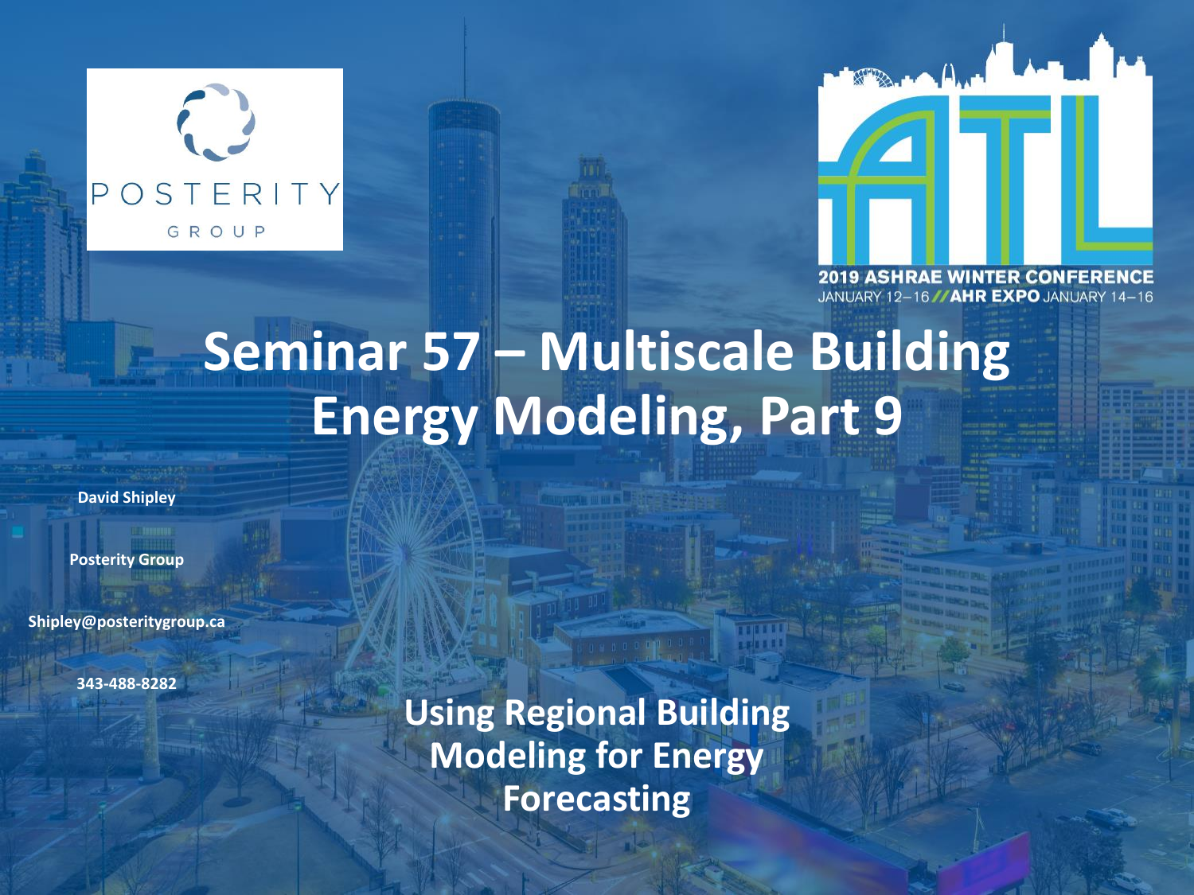POSTERITY GROUP

2019 ASHRAE WINTER CONFERENCE
JANUARY 12–16 // AHR EXPO JANUARY 14–16

# Seminar 57 – Multiscale Building Energy Modeling, Part 9

**David Shipley**

**Posterity Group**

**Shipley@posteritygroup.ca**

**343-488-8282**

## Using Regional Building Modeling for Energy Forecasting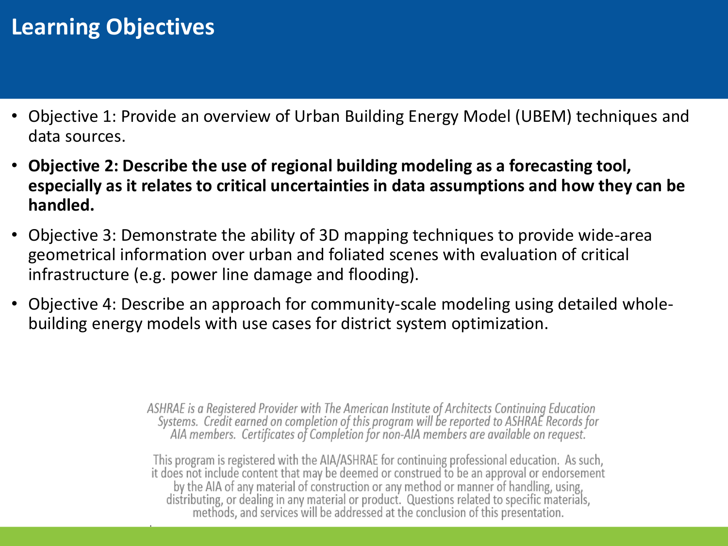# Learning Objectives

- Objective 1: Provide an overview of Urban Building Energy Model (UBEM) techniques and data sources.
- **Objective 2: Describe the use of regional building modeling as a forecasting tool, especially as it relates to critical uncertainties in data assumptions and how they can be handled.**
- Objective 3: Demonstrate the ability of 3D mapping techniques to provide wide-area geometrical information over urban and foliated scenes with evaluation of critical infrastructure (e.g. power line damage and flooding).
- Objective 4: Describe an approach for community-scale modeling using detailed whole-building energy models with use cases for district system optimization.

*ASHRAE is a Registered Provider with The American Institute of Architects Continuing Education Systems. Credit earned on completion of this program will be reported to ASHRAE Records for AIA members. Certificates of Completion for non-AIA members are available on request.*

This program is registered with the AIA/ASHRAE for continuing professional education. As such, it does not include content that may be deemed or construed to be an approval or endorsement by the AIA of any material of construction or any method or manner of handling, using, distributing, or dealing in any material or product. Questions related to specific materials, methods, and services will be addressed at the conclusion of this presentation.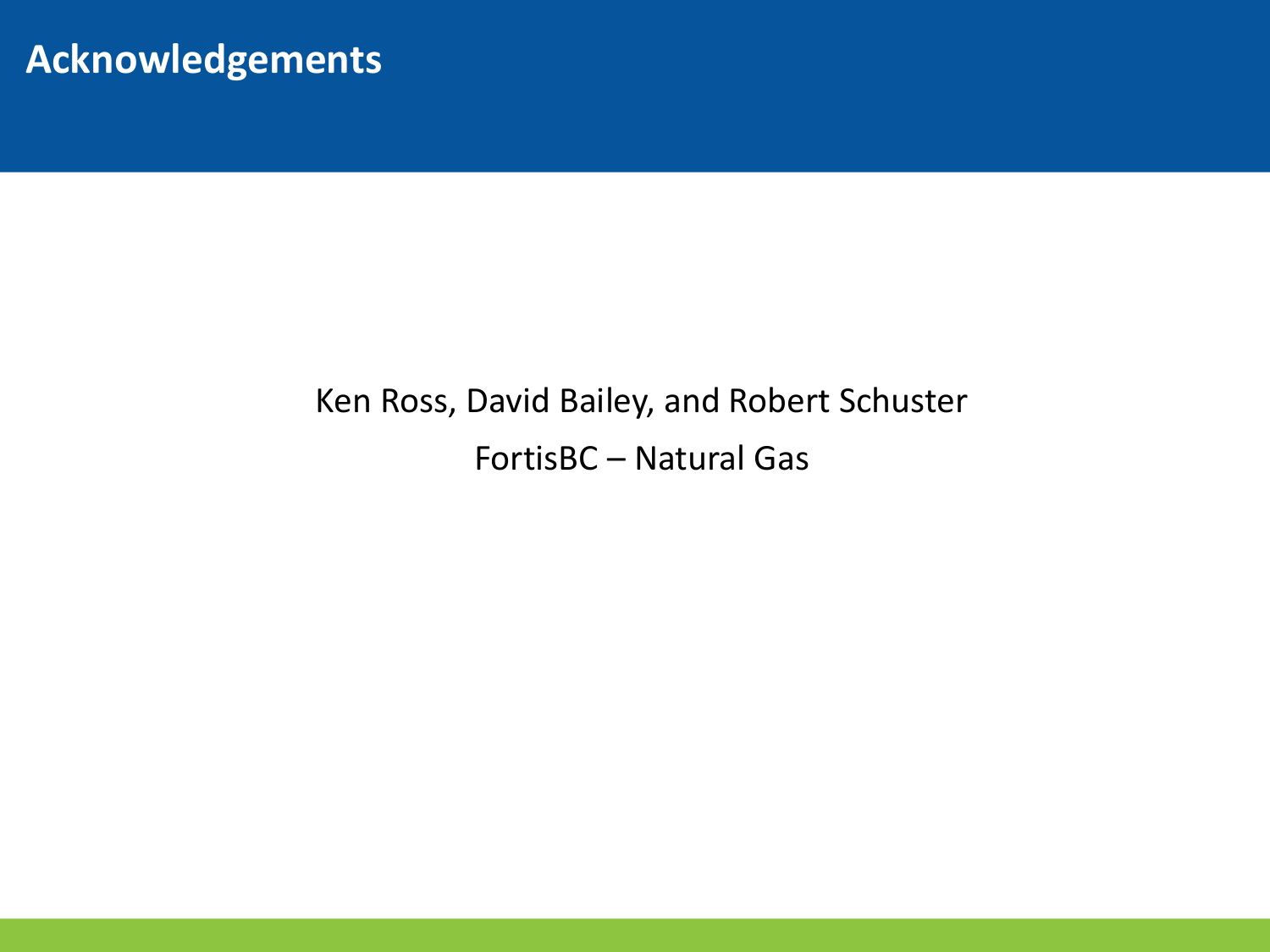# Acknowledgements

Ken Ross, David Bailey, and Robert Schuster

FortisBC – Natural Gas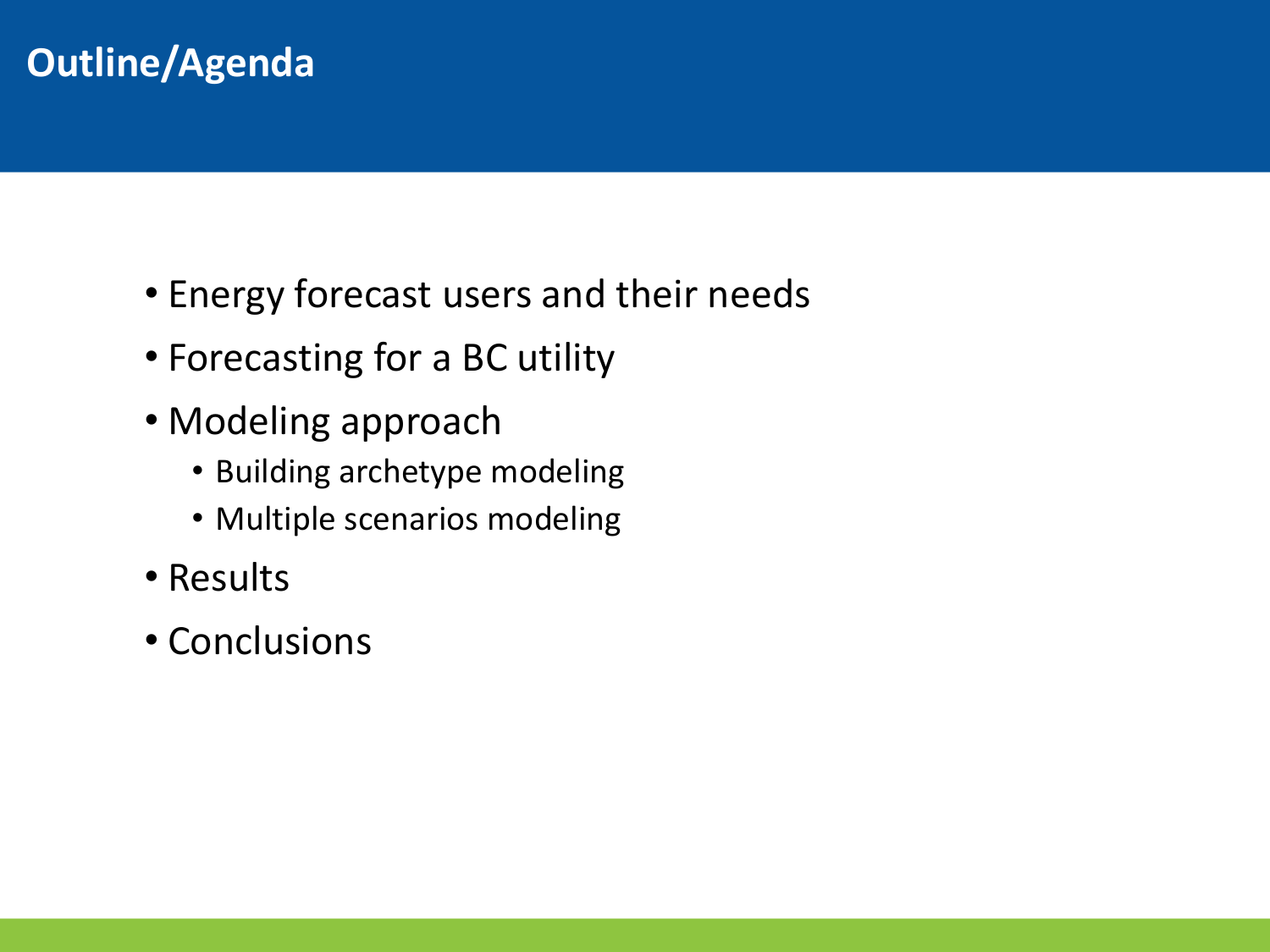# Outline/Agenda

- Energy forecast users and their needs
- Forecasting for a BC utility
- Modeling approach
  - Building archetype modeling
  - Multiple scenarios modeling
- Results
- Conclusions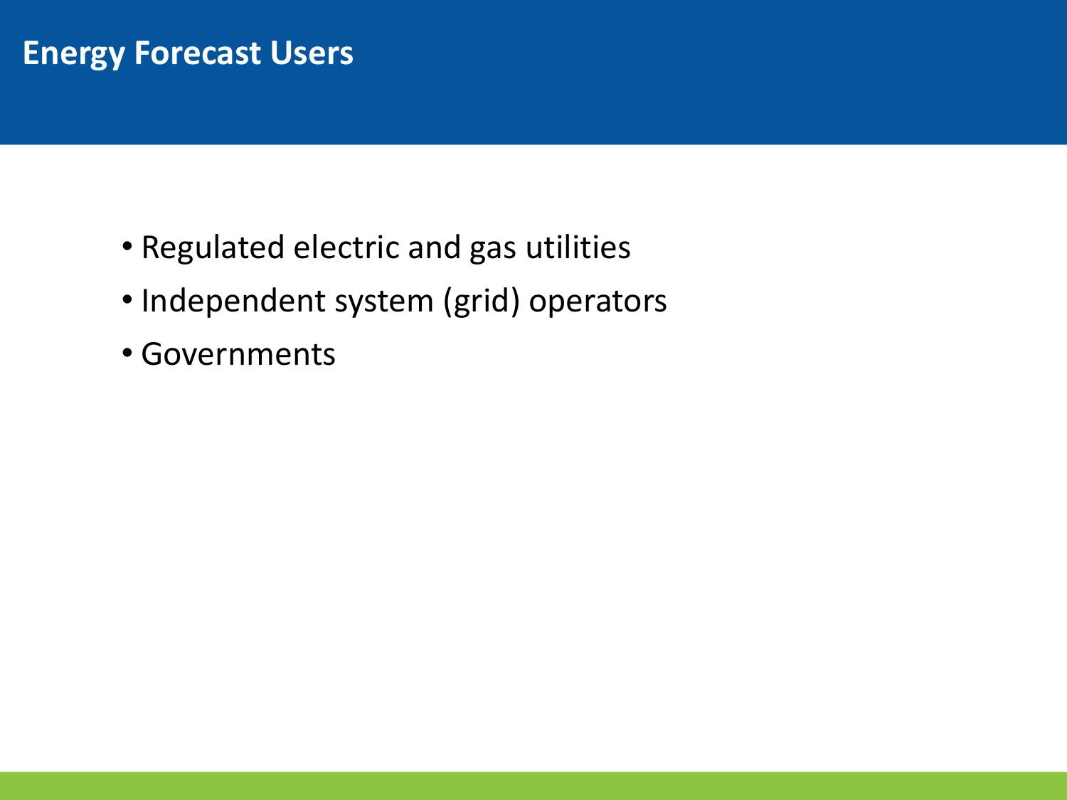# Energy Forecast Users

- Regulated electric and gas utilities
- Independent system (grid) operators
- Governments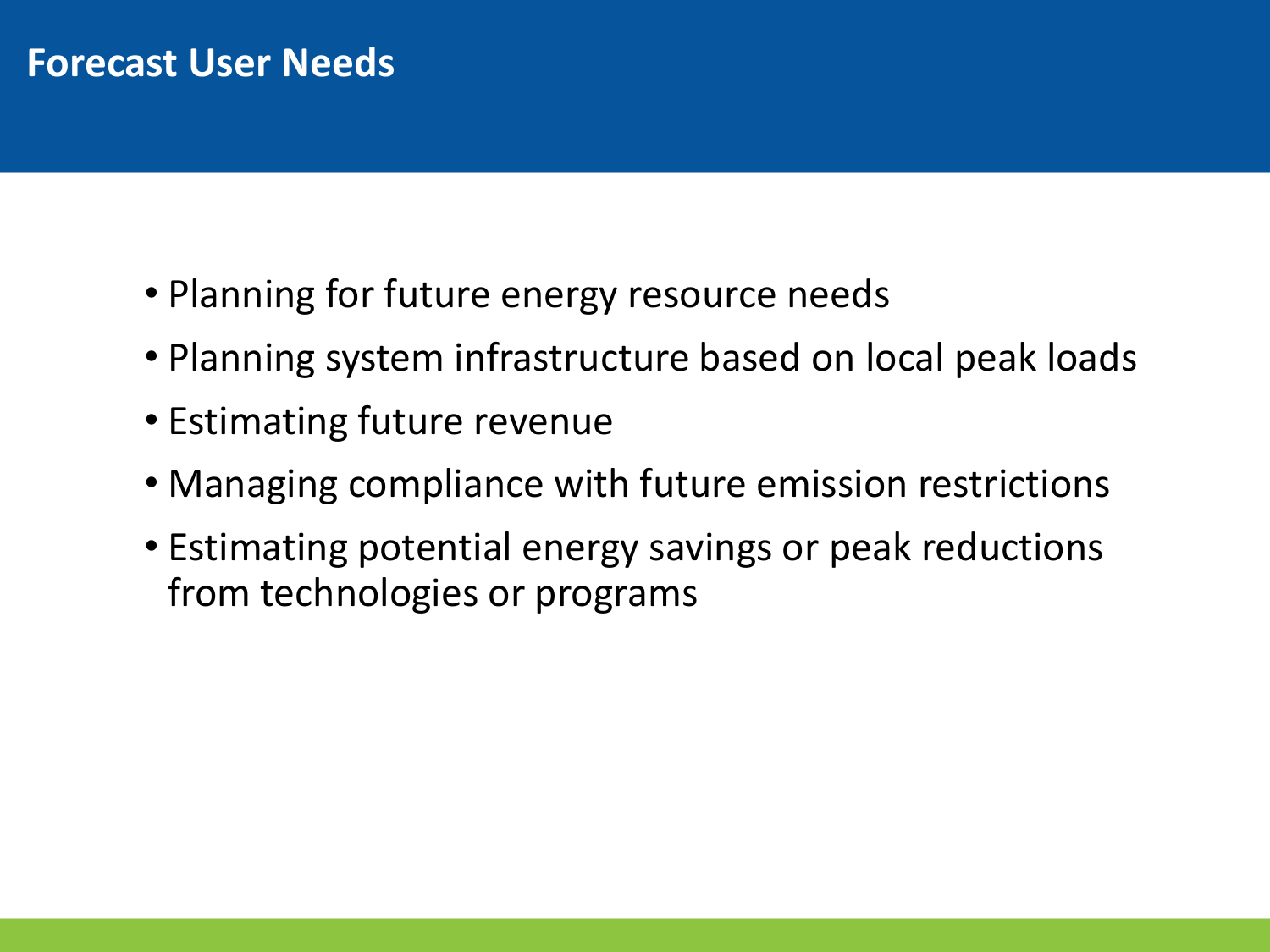# Forecast User Needs

- Planning for future energy resource needs
- Planning system infrastructure based on local peak loads
- Estimating future revenue
- Managing compliance with future emission restrictions
- Estimating potential energy savings or peak reductions from technologies or programs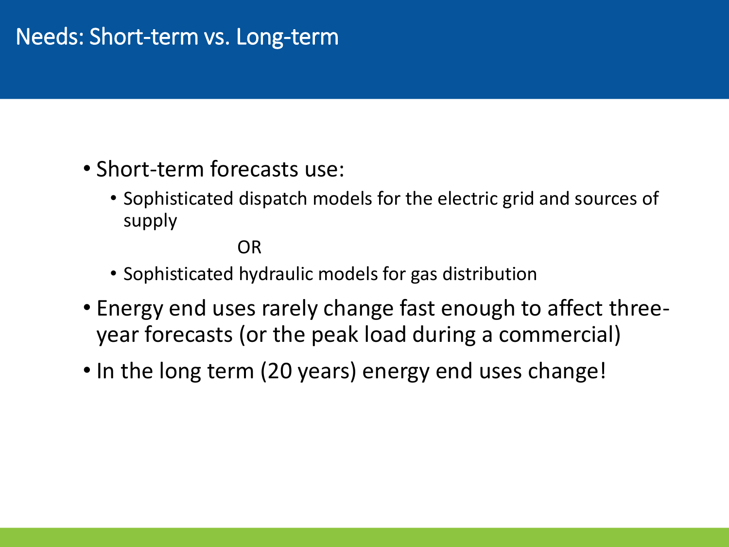# Needs: Short-term vs. Long-term

- Short-term forecasts use:
  - Sophisticated dispatch models for the electric grid and sources of supply

    OR

  - Sophisticated hydraulic models for gas distribution
- Energy end uses rarely change fast enough to affect three-year forecasts (or the peak load during a commercial)
- In the long term (20 years) energy end uses change!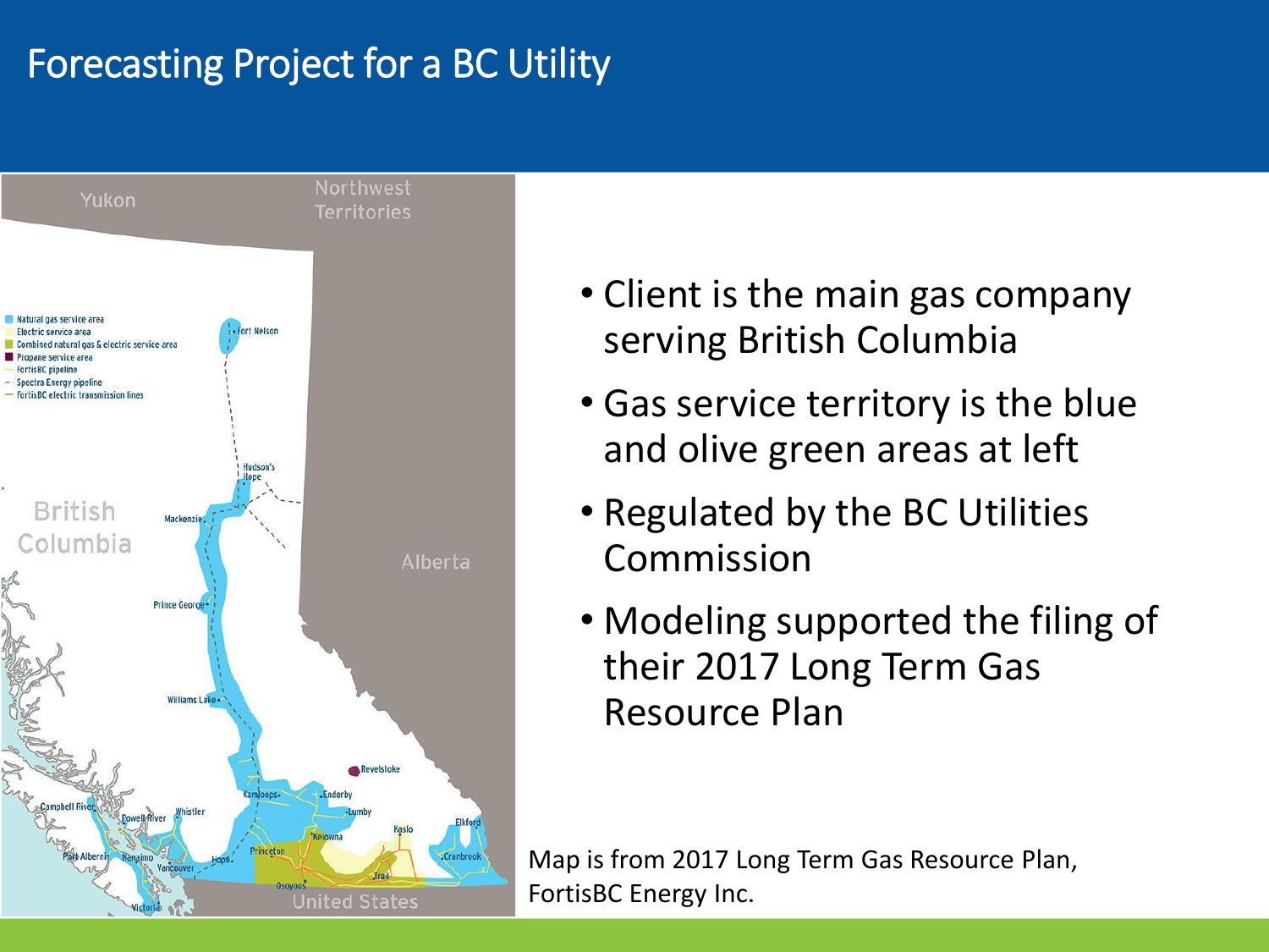# Forecasting Project for a BC Utility

- Client is the main gas company serving British Columbia
- Gas service territory is the blue and olive green areas at left
- Regulated by the BC Utilities Commission
- Modeling supported the filing of their 2017 Long Term Gas Resource Plan

Map is from 2017 Long Term Gas Resource Plan, FortisBC Energy Inc.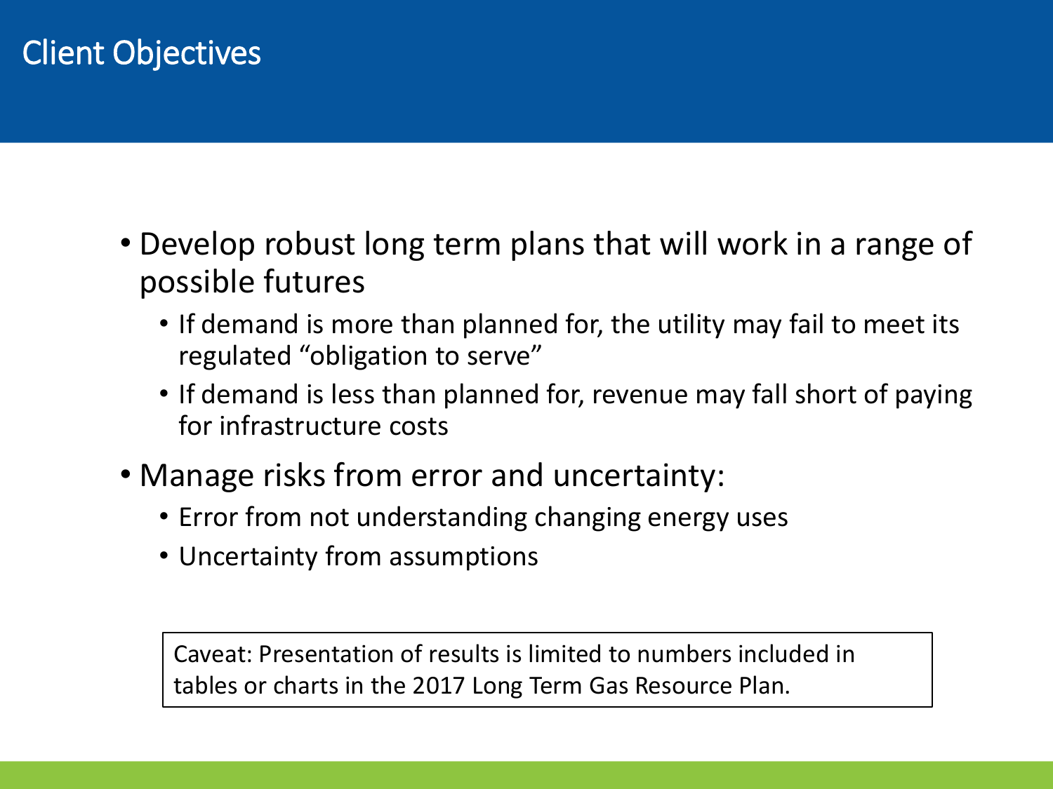# Client Objectives

- Develop robust long term plans that will work in a range of possible futures
  - If demand is more than planned for, the utility may fail to meet its regulated "obligation to serve"
  - If demand is less than planned for, revenue may fall short of paying for infrastructure costs
- Manage risks from error and uncertainty:
  - Error from not understanding changing energy uses
  - Uncertainty from assumptions

Caveat: Presentation of results is limited to numbers included in tables or charts in the 2017 Long Term Gas Resource Plan.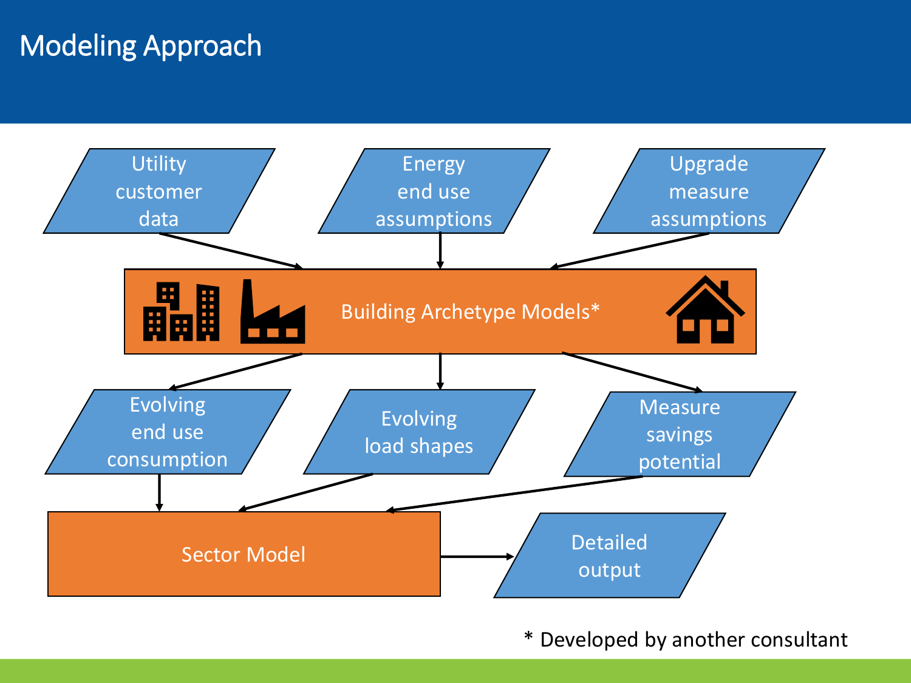# Modeling Approach

Utility customer data

Energy end use assumptions

Upgrade measure assumptions

Building Archetype Models*

Evolving end use consumption

Evolving load shapes

Measure savings potential

Sector Model

Detailed output

\* Developed by another consultant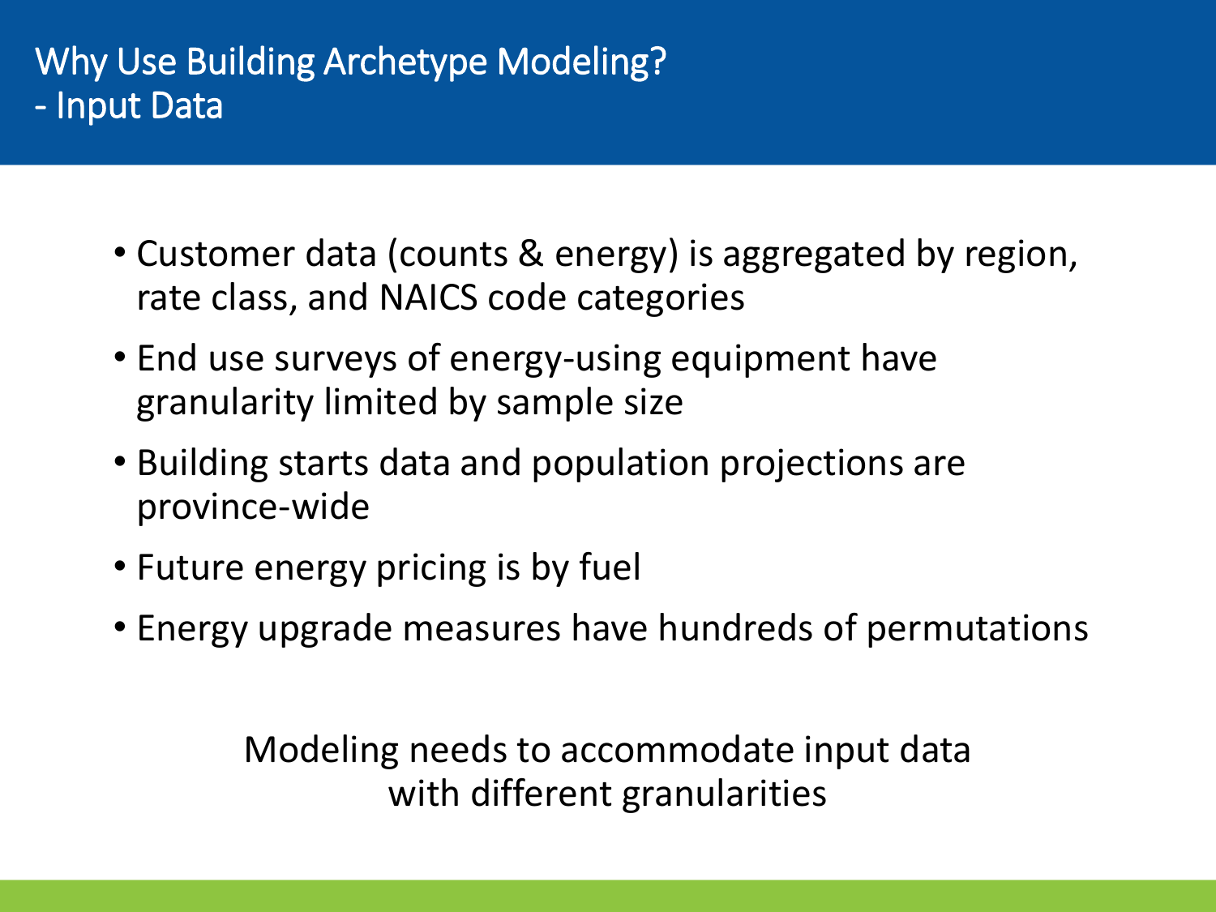# Why Use Building Archetype Modeling?
# - Input Data

- Customer data (counts & energy) is aggregated by region, rate class, and NAICS code categories
- End use surveys of energy-using equipment have granularity limited by sample size
- Building starts data and population projections are province-wide
- Future energy pricing is by fuel
- Energy upgrade measures have hundreds of permutations

Modeling needs to accommodate input data with different granularities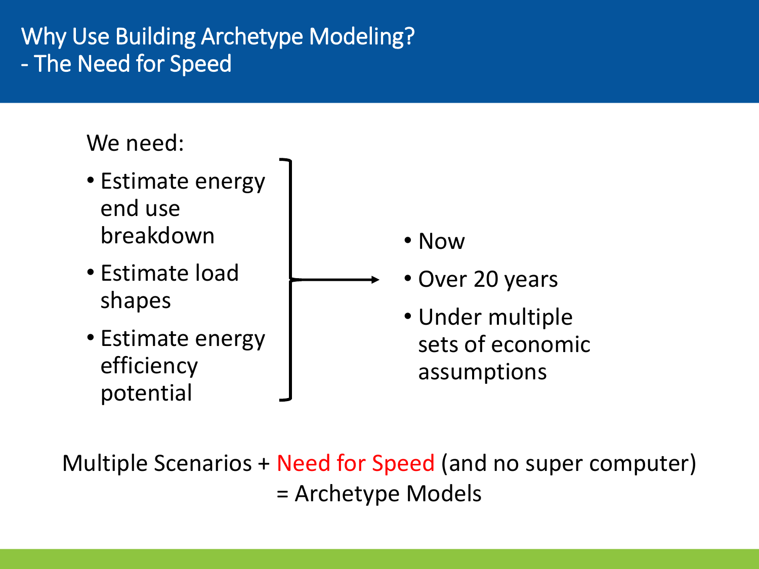# Why Use Building Archetype Modeling?
# - The Need for Speed

We need:

- Estimate energy end use breakdown
- Estimate load shapes
- Estimate energy efficiency potential

→

- Now
- Over 20 years
- Under multiple sets of economic assumptions

Multiple Scenarios + Need for Speed (and no super computer)
= Archetype Models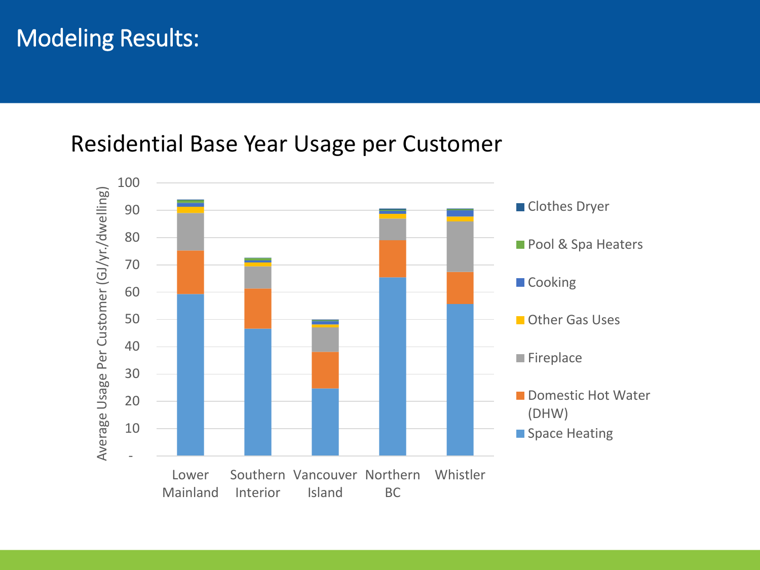# Modeling Results:

## Residential Base Year Usage per Customer

Average Usage Per Customer (GJ/yr./dwelling)

Legend: Clothes Dryer, Pool & Spa Heaters, Cooking, Other Gas Uses, Fireplace, Domestic Hot Water (DHW), Space Heating

Regions: Lower Mainland, Southern Interior, Vancouver Island, Northern BC, Whistler

Y-axis: -, 10, 20, 30, 40, 50, 60, 70, 80, 90, 100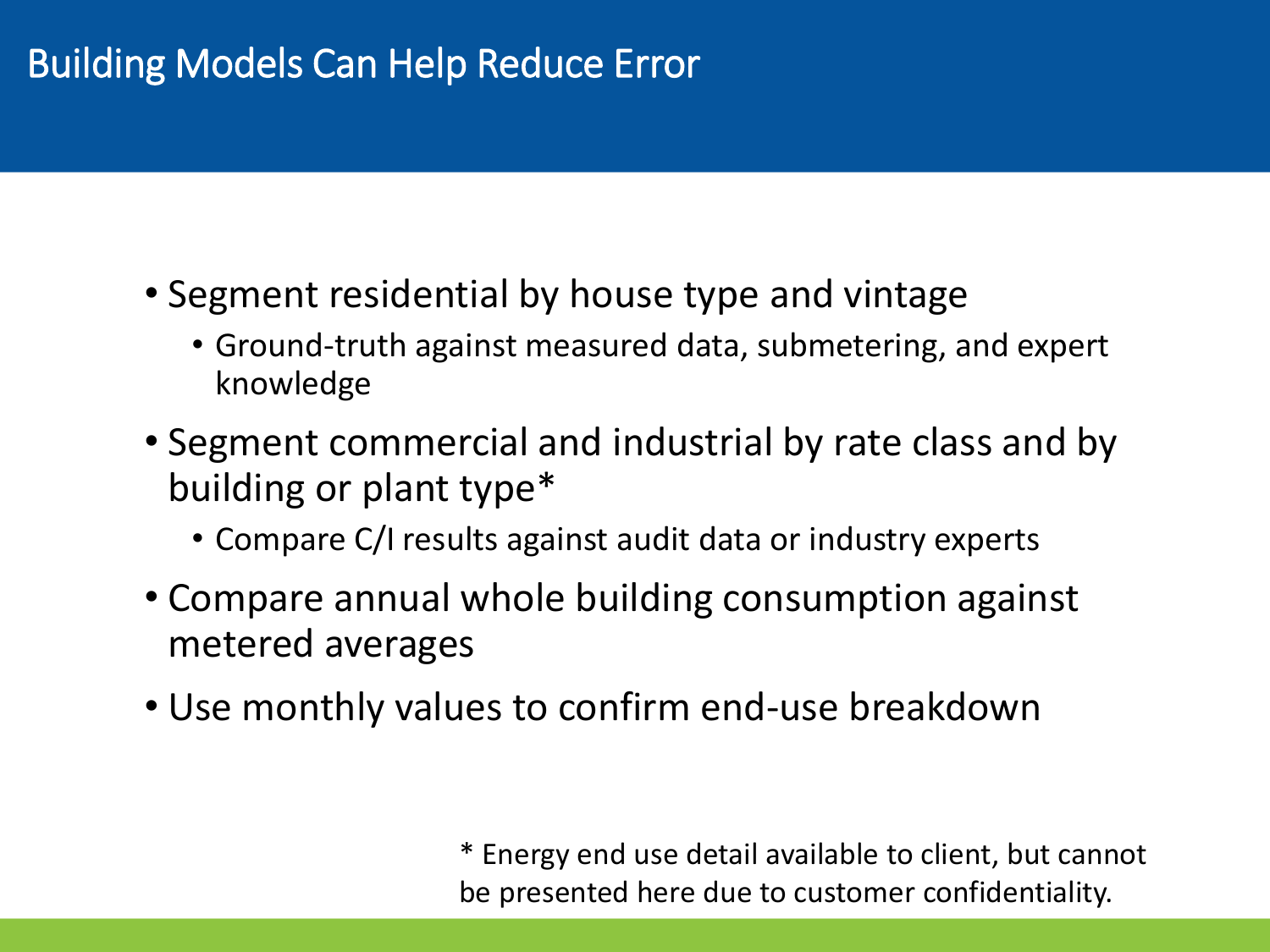# Building Models Can Help Reduce Error

- Segment residential by house type and vintage
  - Ground-truth against measured data, submetering, and expert knowledge
- Segment commercial and industrial by rate class and by building or plant type*
  - Compare C/I results against audit data or industry experts
- Compare annual whole building consumption against metered averages
- Use monthly values to confirm end-use breakdown

\* Energy end use detail available to client, but cannot be presented here due to customer confidentiality.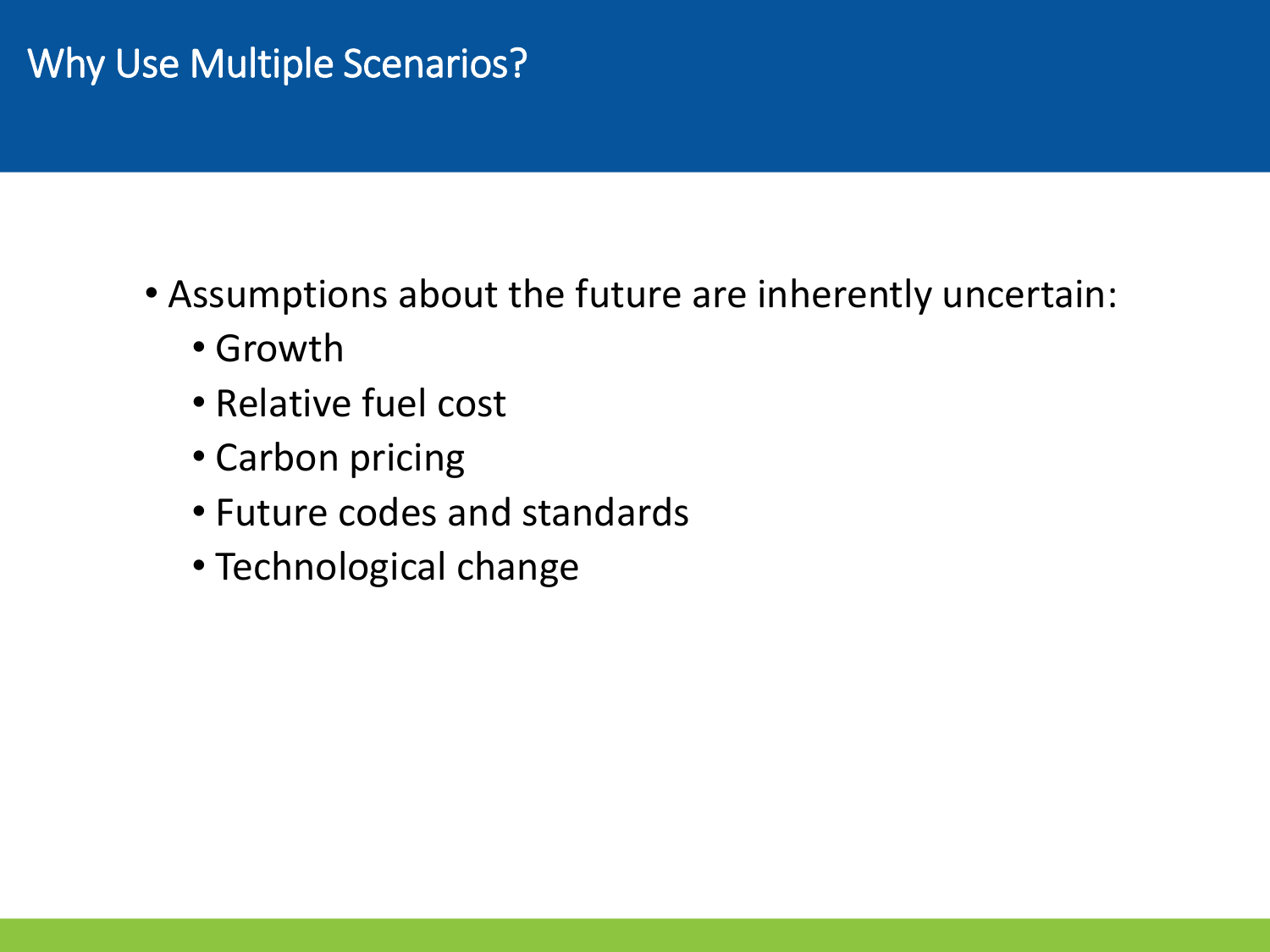# Why Use Multiple Scenarios?

- Assumptions about the future are inherently uncertain:
  - Growth
  - Relative fuel cost
  - Carbon pricing
  - Future codes and standards
  - Technological change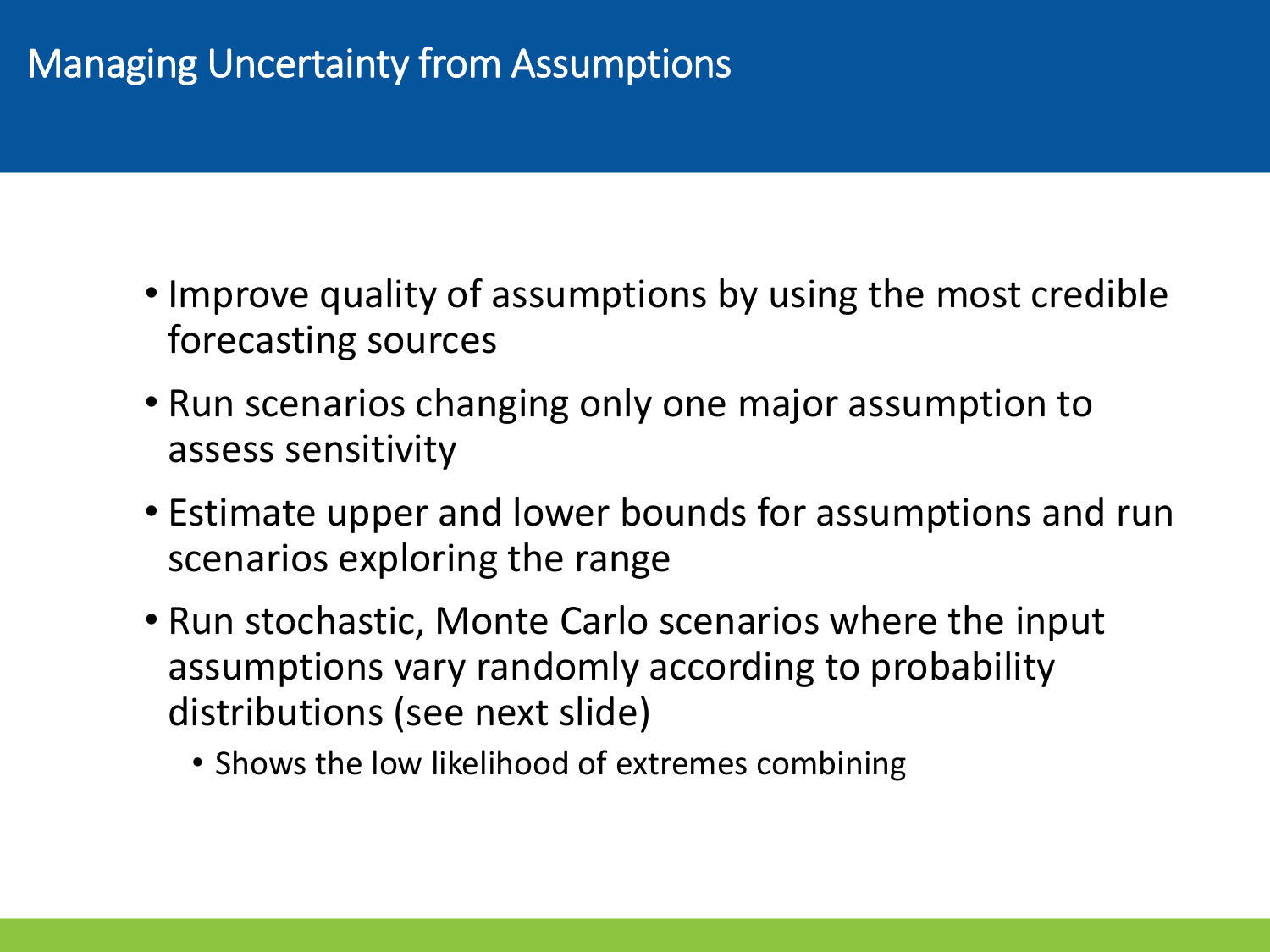# Managing Uncertainty from Assumptions

- Improve quality of assumptions by using the most credible forecasting sources
- Run scenarios changing only one major assumption to assess sensitivity
- Estimate upper and lower bounds for assumptions and run scenarios exploring the range
- Run stochastic, Monte Carlo scenarios where the input assumptions vary randomly according to probability distributions (see next slide)
  - Shows the low likelihood of extremes combining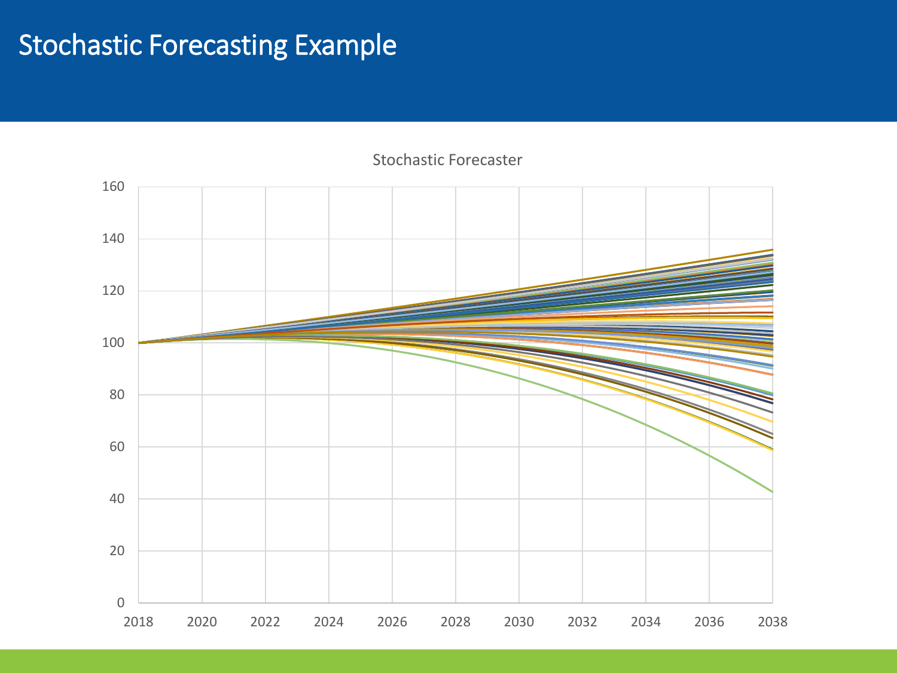# Stochastic Forecasting Example

Stochastic Forecaster

160
140
120
100
80
60
40
20
0

2018 2020 2022 2024 2026 2028 2030 2032 2034 2036 2038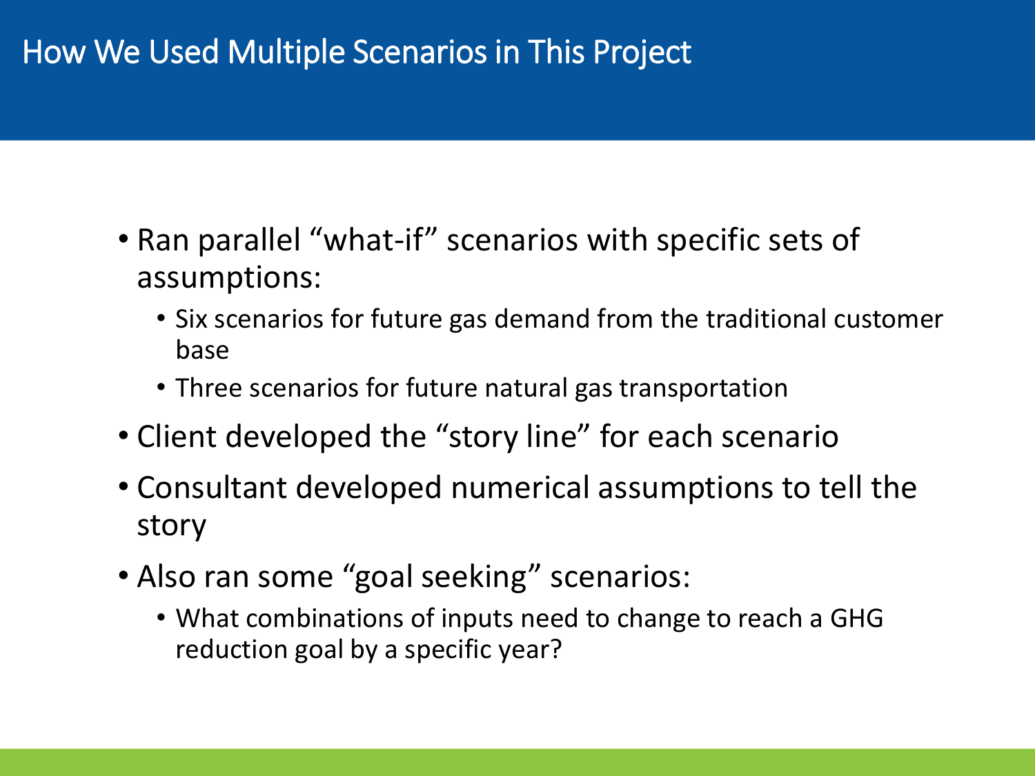# How We Used Multiple Scenarios in This Project

- Ran parallel "what-if" scenarios with specific sets of assumptions:
  - Six scenarios for future gas demand from the traditional customer base
  - Three scenarios for future natural gas transportation
- Client developed the "story line" for each scenario
- Consultant developed numerical assumptions to tell the story
- Also ran some "goal seeking" scenarios:
  - What combinations of inputs need to change to reach a GHG reduction goal by a specific year?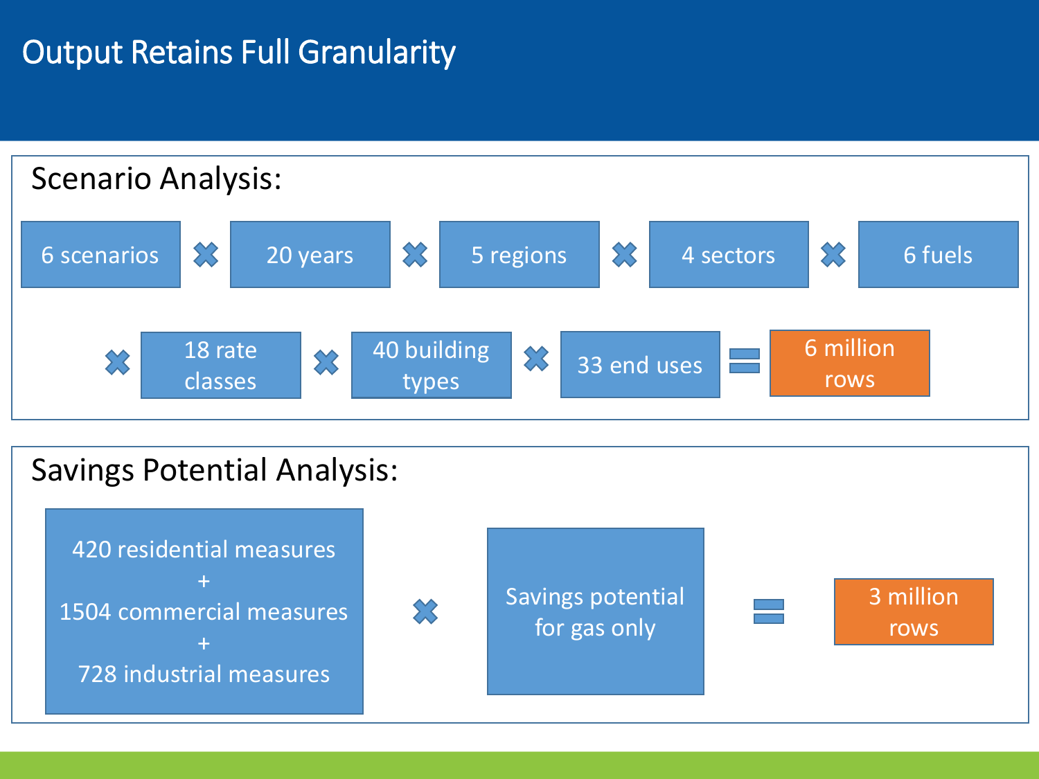# Output Retains Full Granularity

## Scenario Analysis:

6 scenarios × 20 years × 5 regions × 4 sectors × 6 fuels × 18 rate classes × 40 building types × 33 end uses = 6 million rows

## Savings Potential Analysis:

420 residential measures + 1504 commercial measures + 728 industrial measures × Savings potential for gas only = 3 million rows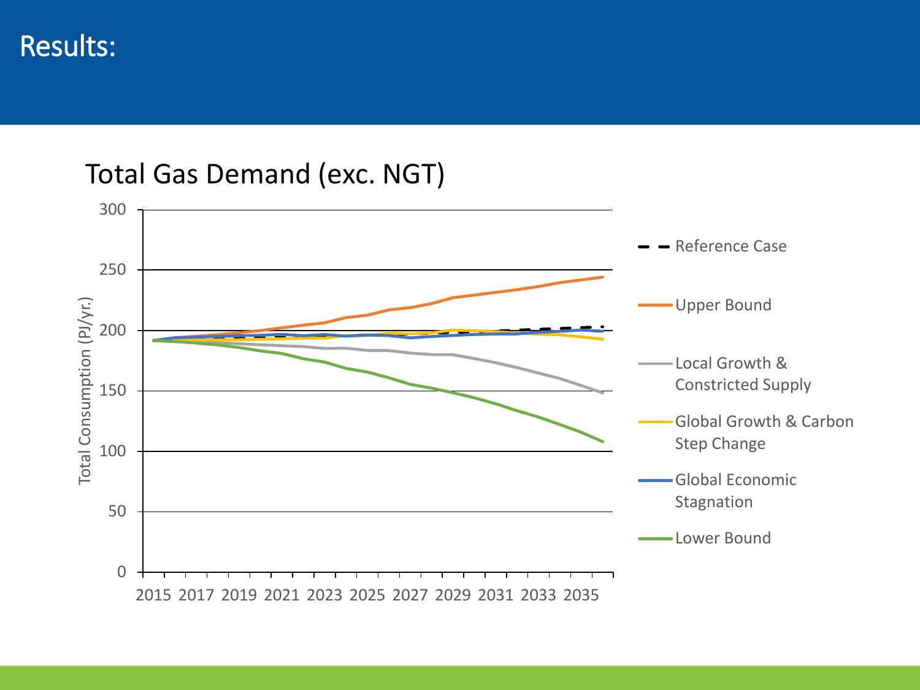# Results:

Total Gas Demand (exc. NGT)

Total Consumption (PJ/yr.)

300
250
200
150
100
50
0

2015 2017 2019 2021 2023 2025 2027 2029 2031 2033 2035

- Reference Case
- Upper Bound
- Local Growth & Constricted Supply
- Global Growth & Carbon Step Change
- Global Economic Stagnation
- Lower Bound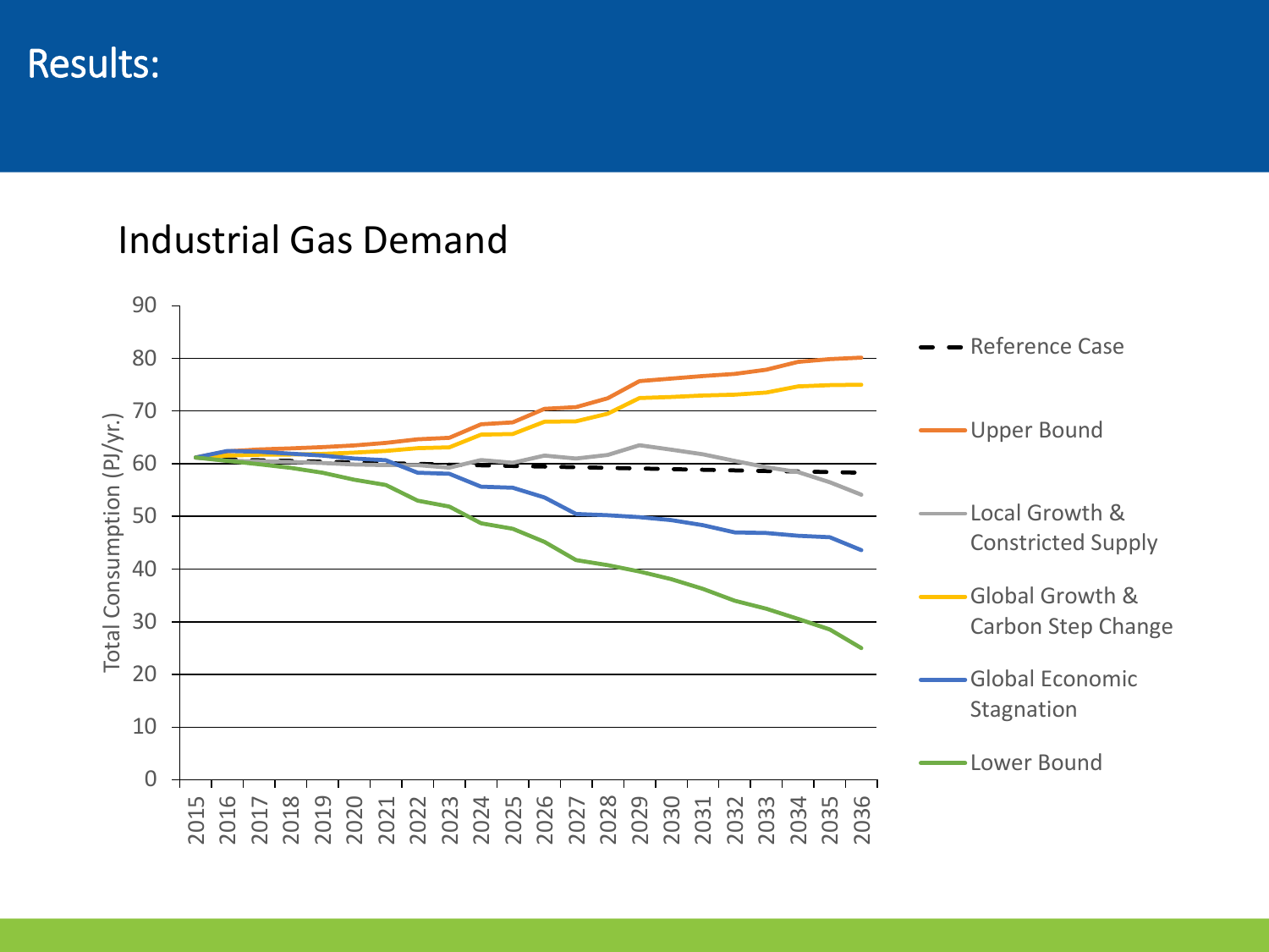# Results:

## Industrial Gas Demand

Total Consumption (PJ/yr.)

90
80
70
60
50
40
30
20
10
0

2015 2016 2017 2018 2019 2020 2021 2022 2023 2024 2025 2026 2027 2028 2029 2030 2031 2032 2033 2034 2035 2036

- Reference Case
- Upper Bound
- Local Growth & Constricted Supply
- Global Growth & Carbon Step Change
- Global Economic Stagnation
- Lower Bound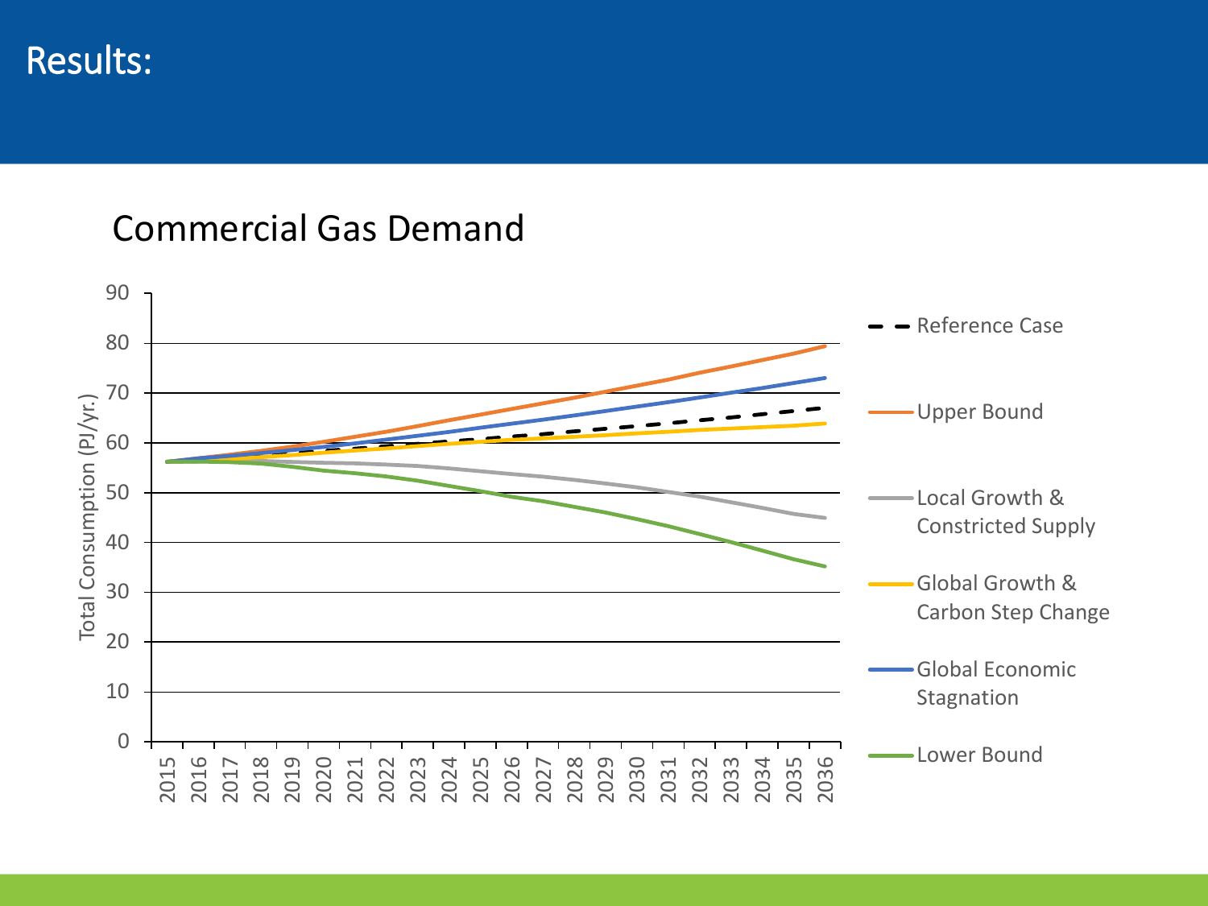# Results:

## Commercial Gas Demand

Total Consumption (PJ/yr.)

90
80
70
60
50
40
30
20
10
0

2015 2016 2017 2018 2019 2020 2021 2022 2023 2024 2025 2026 2027 2028 2029 2030 2031 2032 2033 2034 2035 2036

- Reference Case
- Upper Bound
- Local Growth & Constricted Supply
- Global Growth & Carbon Step Change
- Global Economic Stagnation
- Lower Bound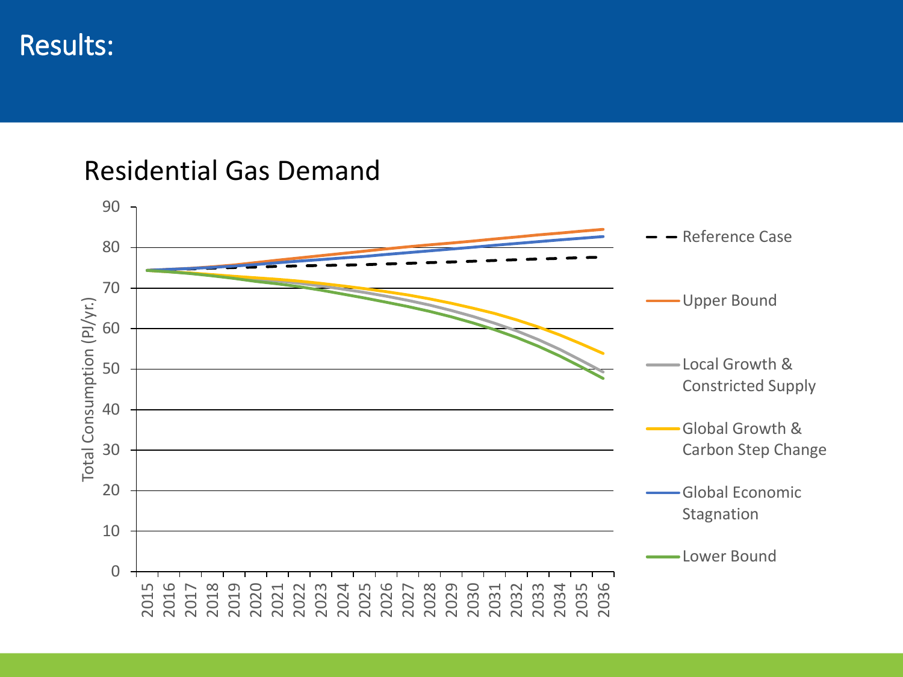# Results:

## Residential Gas Demand

Total Consumption (PJ/yr.)

90
80
70
60
50
40
30
20
10
0

2015 2016 2017 2018 2019 2020 2021 2022 2023 2024 2025 2026 2027 2028 2029 2030 2031 2032 2033 2034 2035 2036

- Reference Case
- Upper Bound
- Local Growth & Constricted Supply
- Global Growth & Carbon Step Change
- Global Economic Stagnation
- Lower Bound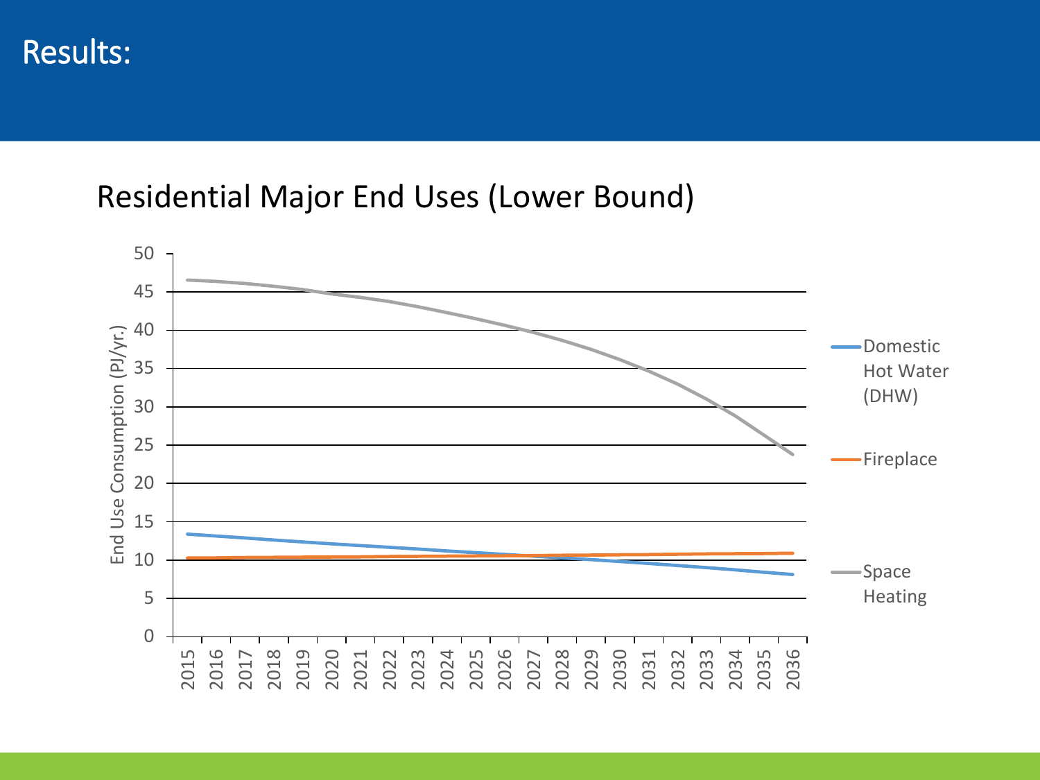# Results:

## Residential Major End Uses (Lower Bound)

End Use Consumption (PJ/yr.)

Legend: Domestic Hot Water (DHW), Fireplace, Space Heating

Y-axis: 0, 5, 10, 15, 20, 25, 30, 35, 40, 45, 50

X-axis: 2015, 2016, 2017, 2018, 2019, 2020, 2021, 2022, 2023, 2024, 2025, 2026, 2027, 2028, 2029, 2030, 2031, 2032, 2033, 2034, 2035, 2036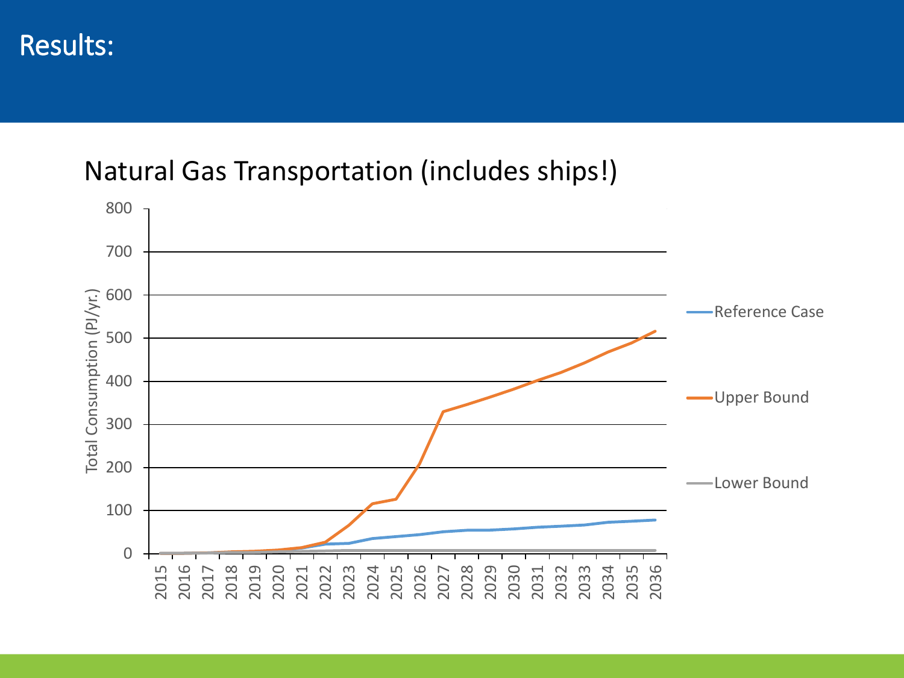# Results:

## Natural Gas Transportation (includes ships!)

Total Consumption (PJ/yr.)

800
700
600
500
400
300
200
100
0

2015 2016 2017 2018 2019 2020 2021 2022 2023 2024 2025 2026 2027 2028 2029 2030 2031 2032 2033 2034 2035 2036

- Reference Case
- Upper Bound
- Lower Bound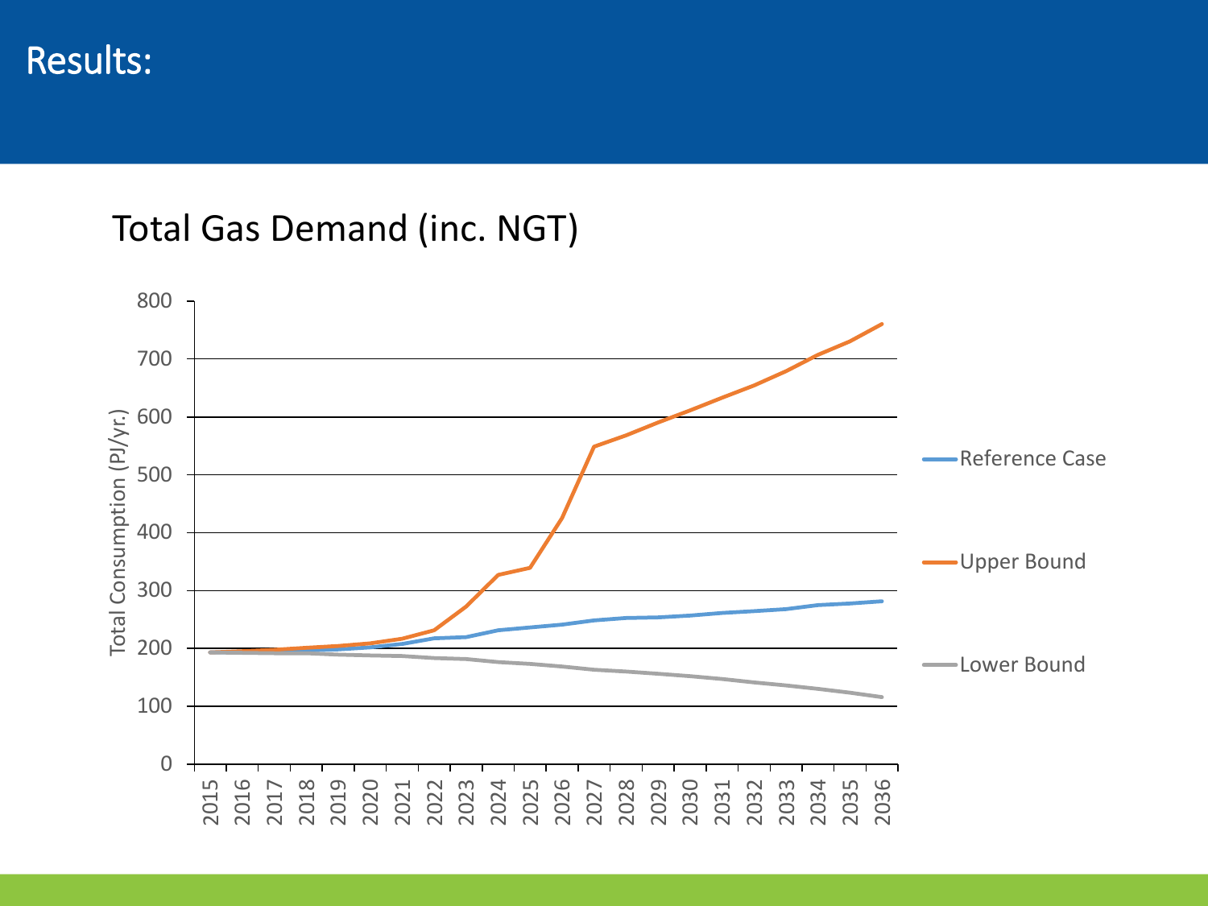# Results:

## Total Gas Demand (inc. NGT)

Total Consumption (PJ/yr.)

Legend: Reference Case, Upper Bound, Lower Bound

Y-axis: 0, 100, 200, 300, 400, 500, 600, 700, 800

X-axis: 2015, 2016, 2017, 2018, 2019, 2020, 2021, 2022, 2023, 2024, 2025, 2026, 2027, 2028, 2029, 2030, 2031, 2032, 2033, 2034, 2035, 2036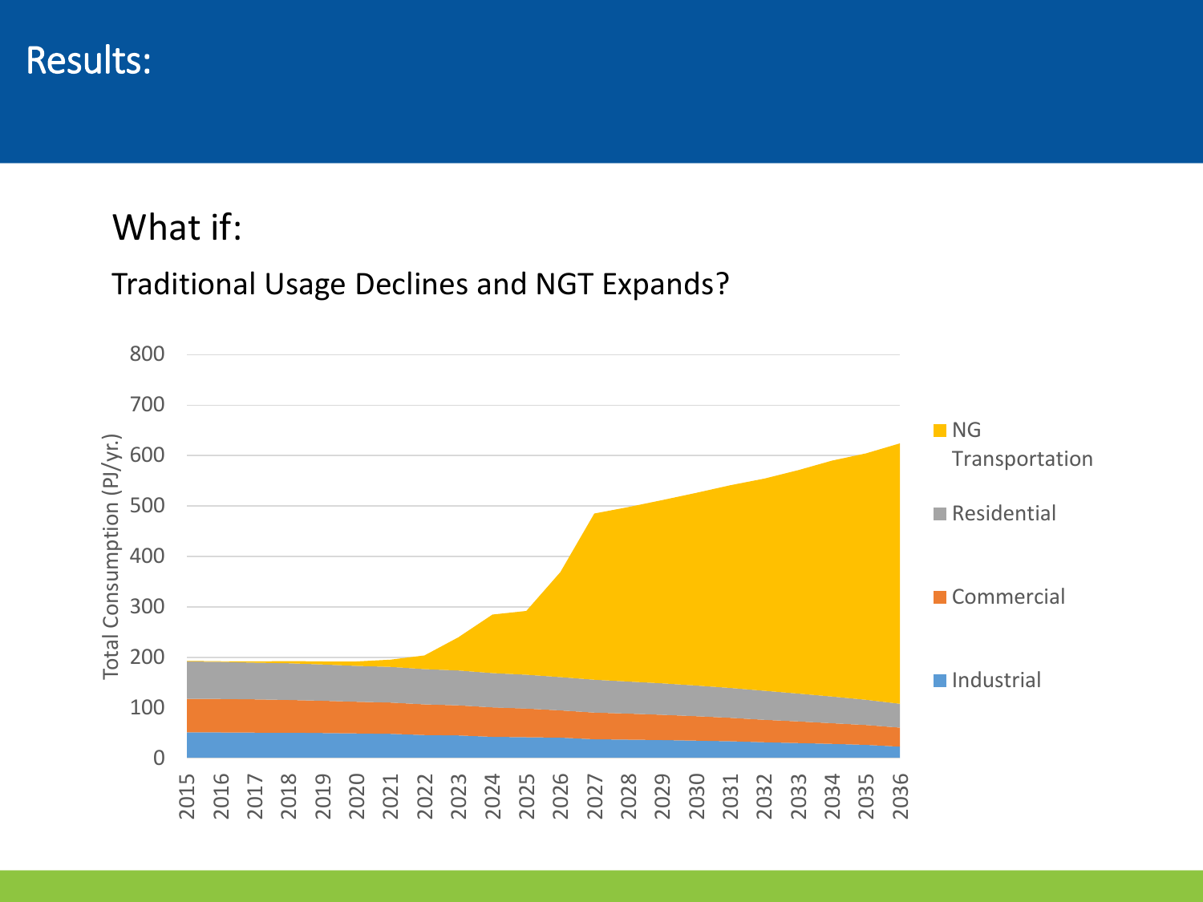# Results:

## What if:

### Traditional Usage Declines and NGT Expands?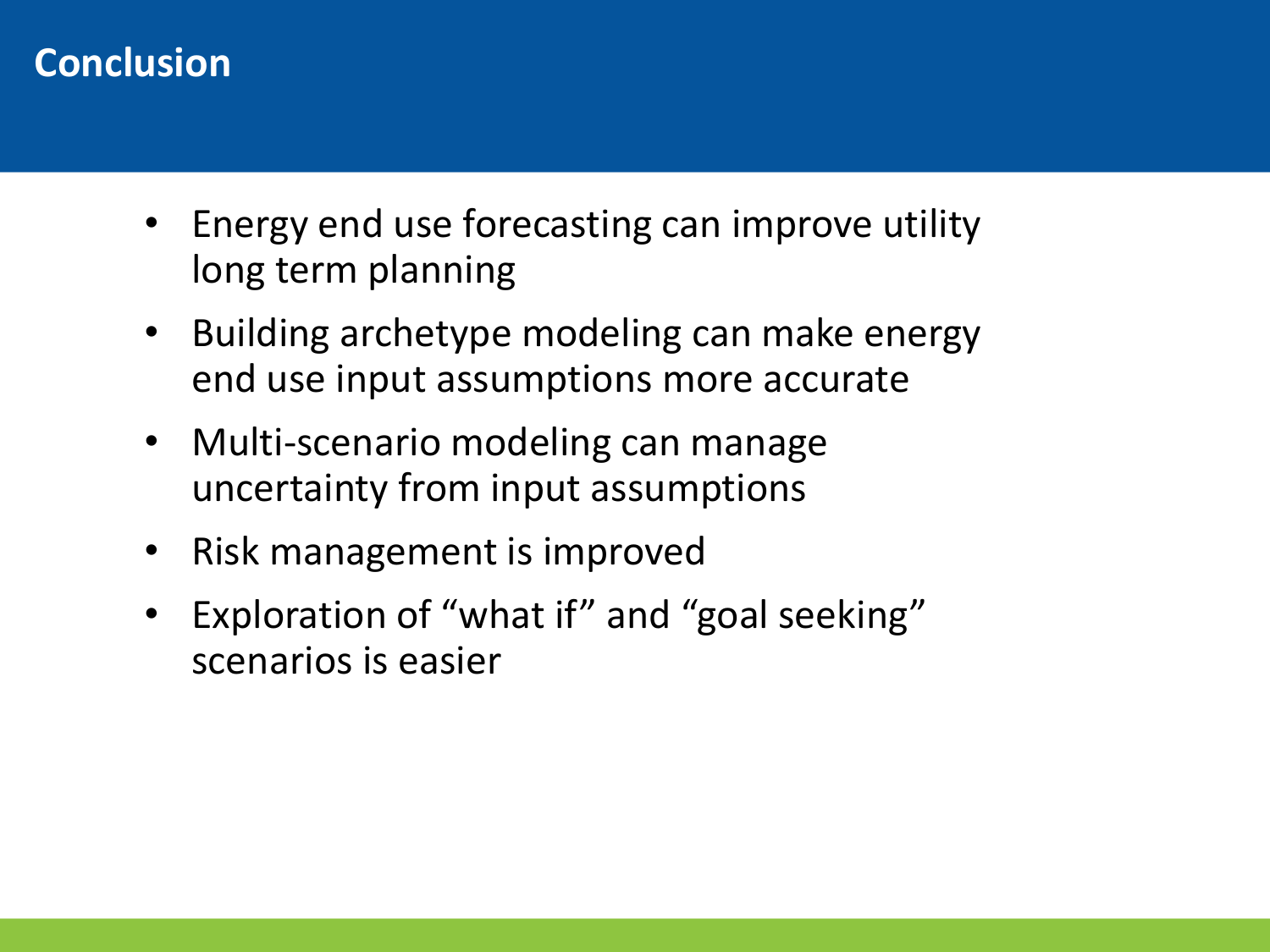# Conclusion

- Energy end use forecasting can improve utility long term planning
- Building archetype modeling can make energy end use input assumptions more accurate
- Multi-scenario modeling can manage uncertainty from input assumptions
- Risk management is improved
- Exploration of “what if” and “goal seeking” scenarios is easier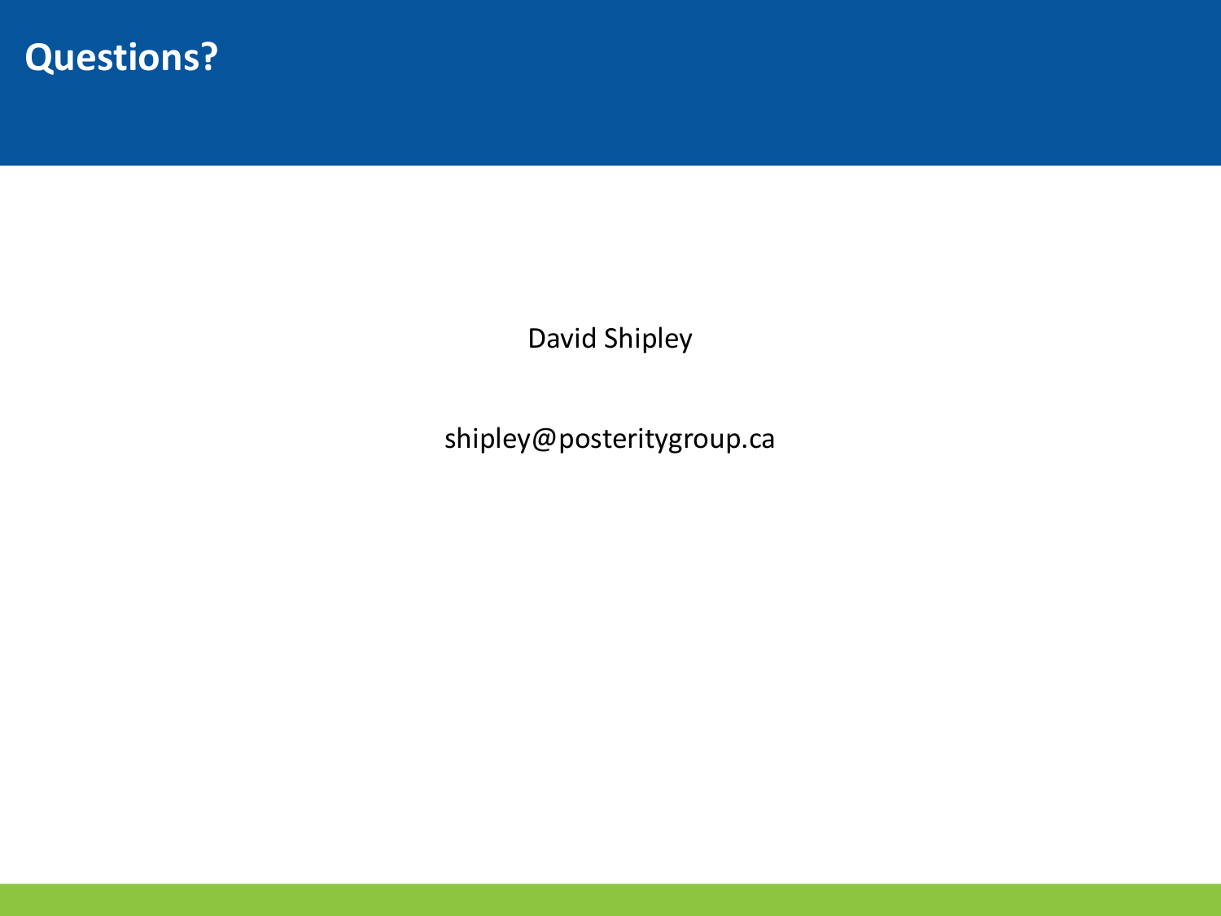# Questions?

David Shipley

shipley@posteritygroup.ca